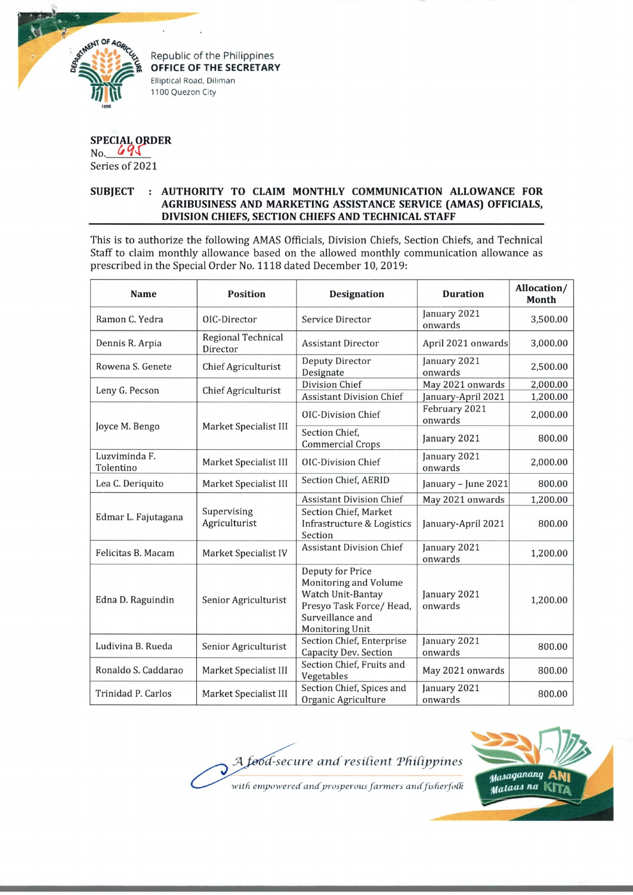Republic of the Philippines
**OFFICE OF THE SECRETARY**
Elliptical Road, Diliman
1100 Quezon City

**SPECIAL ORDER**
No. 695
Series of 2021

**SUBJECT : AUTHORITY TO CLAIM MONTHLY COMMUNICATION ALLOWANCE FOR AGRIBUSINESS AND MARKETING ASSISTANCE SERVICE (AMAS) OFFICIALS, DIVISION CHIEFS, SECTION CHIEFS AND TECHNICAL STAFF**

This is to authorize the following AMAS Officials, Division Chiefs, Section Chiefs, and Technical Staff to claim monthly allowance based on the allowed monthly communication allowance as prescribed in the Special Order No. 1118 dated December 10, 2019:

| Name | Position | Designation | Duration | Allocation/ Month |
|---|---|---|---|---|
| Ramon C. Yedra | OIC-Director | Service Director | January 2021 onwards | 3,500.00 |
| Dennis R. Arpia | Regional Technical Director | Assistant Director | April 2021 onwards | 3,000.00 |
| Rowena S. Genete | Chief Agriculturist | Deputy Director Designate | January 2021 onwards | 2,500.00 |
| Leny G. Pecson | Chief Agriculturist | Division Chief | May 2021 onwards | 2,000.00 |
| | | Assistant Division Chief | January-April 2021 | 1,200.00 |
| Joyce M. Bengo | Market Specialist III | OIC-Division Chief | February 2021 onwards | 2,000.00 |
| | | Section Chief, Commercial Crops | January 2021 | 800.00 |
| Luzviminda F. Tolentino | Market Specialist III | OIC-Division Chief | January 2021 onwards | 2,000.00 |
| Lea C. Deriquito | Market Specialist III | Section Chief, AERID | January – June 2021 | 800.00 |
| Edmar L. Fajutagana | Supervising Agriculturist | Assistant Division Chief | May 2021 onwards | 1,200.00 |
| | | Section Chief, Market Infrastructure & Logistics Section | January-April 2021 | 800.00 |
| Felicitas B. Macam | Market Specialist IV | Assistant Division Chief | January 2021 onwards | 1,200.00 |
| Edna D. Raguindin | Senior Agriculturist | Deputy for Price Monitoring and Volume Watch Unit-Bantay Presyo Task Force/ Head, Surveillance and Monitoring Unit | January 2021 onwards | 1,200.00 |
| Ludivina B. Rueda | Senior Agriculturist | Section Chief, Enterprise Capacity Dev. Section | January 2021 onwards | 800.00 |
| Ronaldo S. Caddarao | Market Specialist III | Section Chief, Fruits and Vegetables | May 2021 onwards | 800.00 |
| Trinidad P. Carlos | Market Specialist III | Section Chief, Spices and Organic Agriculture | January 2021 onwards | 800.00 |

*A food-secure and resilient Philippines with empowered and prosperous farmers and fisherfolk*

Masaganang ANI Mataas na KITA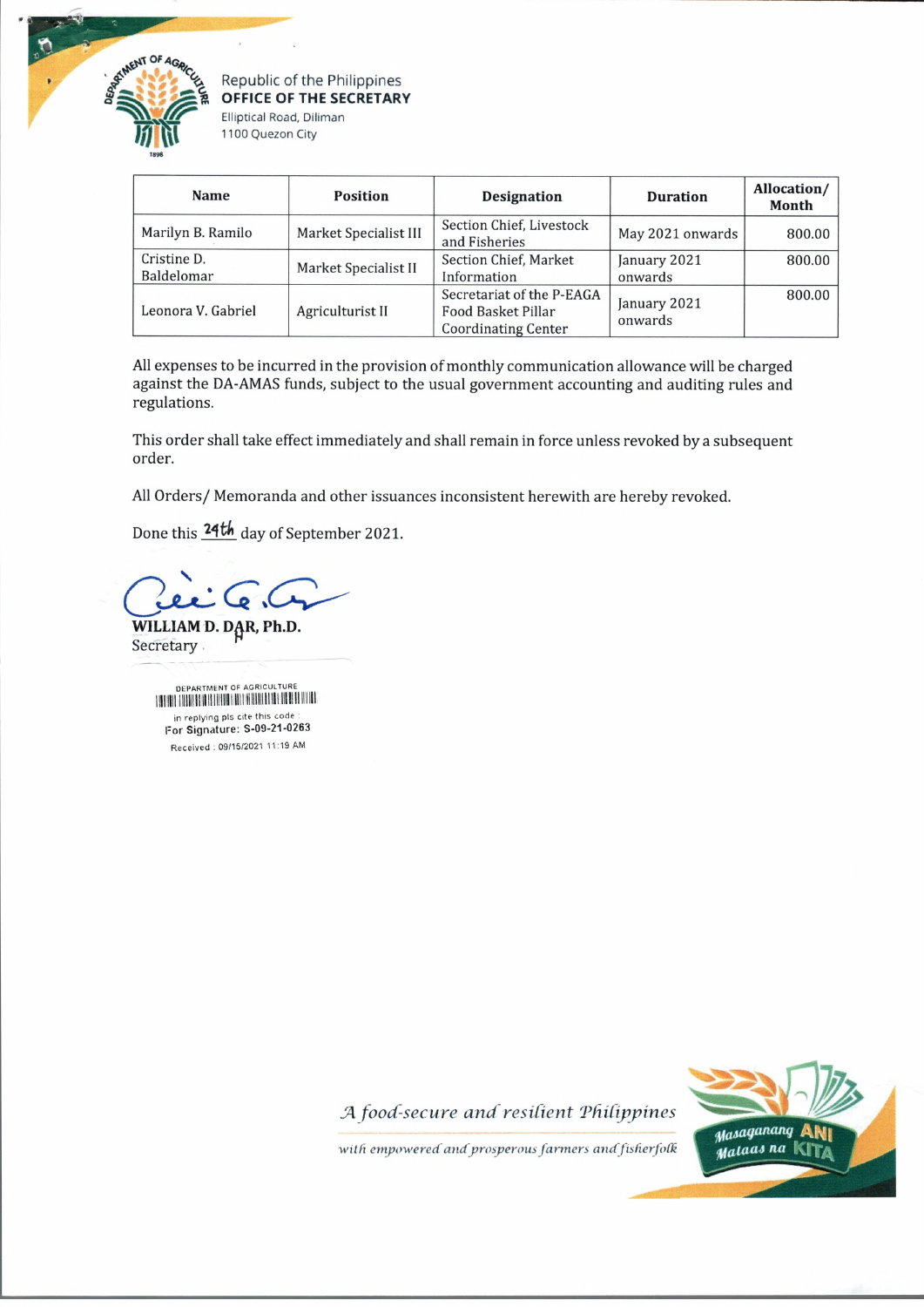Republic of the Philippines
**OFFICE OF THE SECRETARY**
Elliptical Road, Diliman
1100 Quezon City

| Name | Position | Designation | Duration | Allocation/ Month |
|---|---|---|---|---|
| Marilyn B. Ramilo | Market Specialist III | Section Chief, Livestock and Fisheries | May 2021 onwards | 800.00 |
| Cristine D. Baldelomar | Market Specialist II | Section Chief, Market Information | January 2021 onwards | 800.00 |
| Leonora V. Gabriel | Agriculturist II | Secretariat of the P-EAGA Food Basket Pillar Coordinating Center | January 2021 onwards | 800.00 |

All expenses to be incurred in the provision of monthly communication allowance will be charged against the DA-AMAS funds, subject to the usual government accounting and auditing rules and regulations.

This order shall take effect immediately and shall remain in force unless revoked by a subsequent order.

All Orders/ Memoranda and other issuances inconsistent herewith are hereby revoked.

Done this 24th day of September 2021.

**WILLIAM D. DAR, Ph.D.**
Secretary

DEPARTMENT OF AGRICULTURE
in replying pls cite this code :
For Signature: S-09-21-0263
Received : 09/15/2021 11:19 AM

*A food-secure and resilient Philippines*
*with empowered and prosperous farmers and fisherfolk*

Masaganang ANI Mataas na KITA